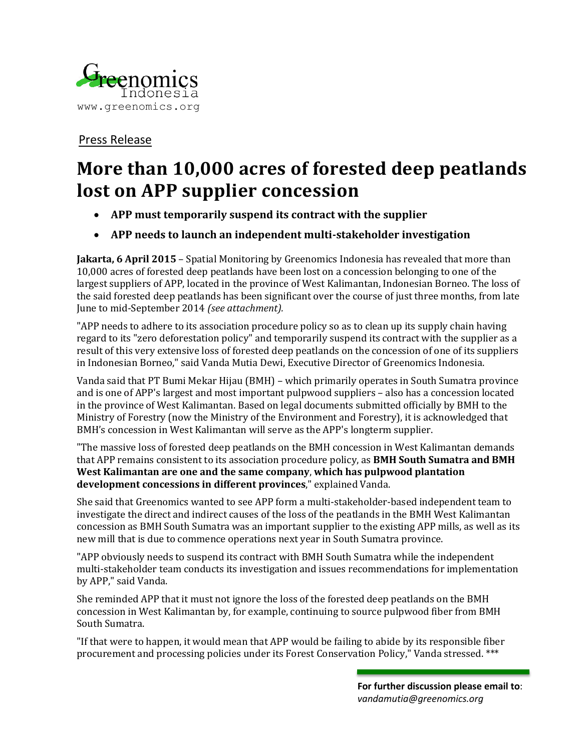Greenomics Indonesia
www.greenomics.org

Press Release

# More than 10,000 acres of forested deep peatlands lost on APP supplier concession

- **APP must temporarily suspend its contract with the supplier**
- **APP needs to launch an independent multi-stakeholder investigation**

**Jakarta, 6 April 2015** – Spatial Monitoring by Greenomics Indonesia has revealed that more than 10,000 acres of forested deep peatlands have been lost on a concession belonging to one of the largest suppliers of APP, located in the province of West Kalimantan, Indonesian Borneo. The loss of the said forested deep peatlands has been significant over the course of just three months, from late June to mid-September 2014 *(see attachment).*

"APP needs to adhere to its association procedure policy so as to clean up its supply chain having regard to its "zero deforestation policy" and temporarily suspend its contract with the supplier as a result of this very extensive loss of forested deep peatlands on the concession of one of its suppliers in Indonesian Borneo," said Vanda Mutia Dewi, Executive Director of Greenomics Indonesia.

Vanda said that PT Bumi Mekar Hijau (BMH) – which primarily operates in South Sumatra province and is one of APP's largest and most important pulpwood suppliers – also has a concession located in the province of West Kalimantan. Based on legal documents submitted officially by BMH to the Ministry of Forestry (now the Ministry of the Environment and Forestry), it is acknowledged that BMH's concession in West Kalimantan will serve as the APP's longterm supplier.

"The massive loss of forested deep peatlands on the BMH concession in West Kalimantan demands that APP remains consistent to its association procedure policy, as **BMH South Sumatra and BMH West Kalimantan are one and the same company**, **which has pulpwood plantation development concessions in different provinces**," explained Vanda.

She said that Greenomics wanted to see APP form a multi-stakeholder-based independent team to investigate the direct and indirect causes of the loss of the peatlands in the BMH West Kalimantan concession as BMH South Sumatra was an important supplier to the existing APP mills, as well as its new mill that is due to commence operations next year in South Sumatra province.

"APP obviously needs to suspend its contract with BMH South Sumatra while the independent multi-stakeholder team conducts its investigation and issues recommendations for implementation by APP," said Vanda.

She reminded APP that it must not ignore the loss of the forested deep peatlands on the BMH concession in West Kalimantan by, for example, continuing to source pulpwood fiber from BMH South Sumatra.

"If that were to happen, it would mean that APP would be failing to abide by its responsible fiber procurement and processing policies under its Forest Conservation Policy," Vanda stressed. ***

**For further discussion please email to**: *vandamutia@greenomics.org*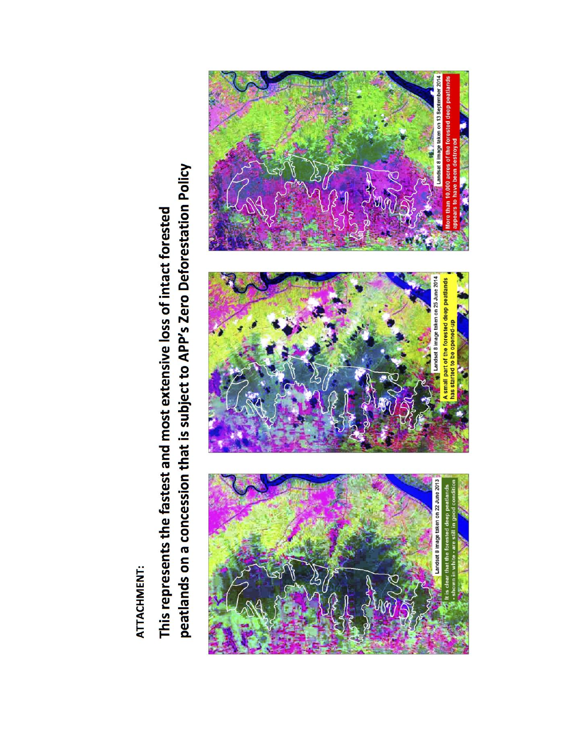ATTACHMENT:

# This represents the fastest and most extensive loss of intact forested peatlands on a concession that is subject to APP's Zero Deforestation Policy

Landsat 8 image taken on 22 June 2013

It is clear that the forested deep peatlands - shown in white - are still in good condition

Landsat 8 image taken on 25 June 2014

A small part of the forested deep peatlands has started to be opened-up

Landsat 8 image taken on 13 September 2014

More than 10,000 acres of the forested deep peatlands appears to have been destroyed